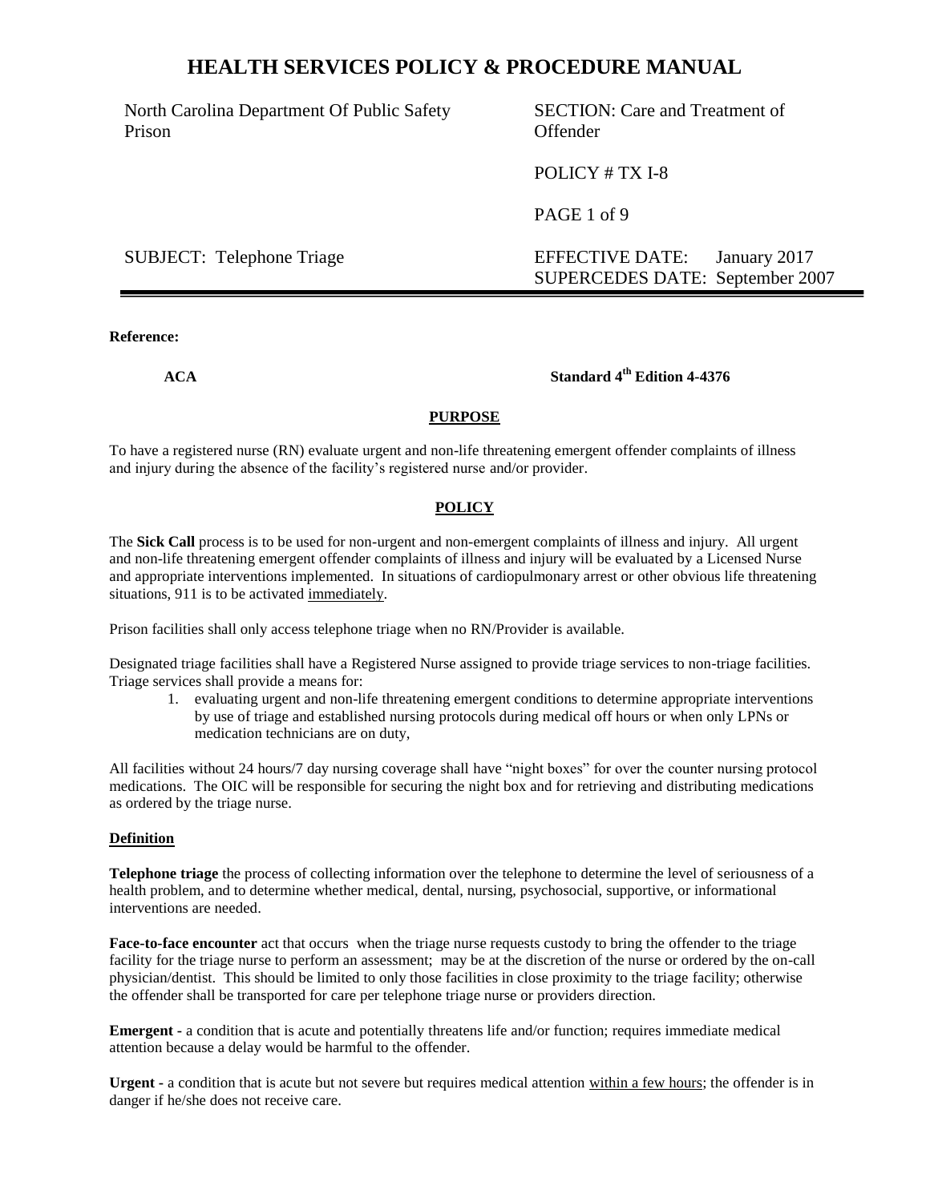# HEALTH SERVICES POLICY & PROCEDURE MANUAL

| | |
|---|---|
| North Carolina Department Of Public Safety Prison | SECTION: Care and Treatment of Offender |
| | POLICY # TX I-8 |
| | PAGE 1 of 9 |
| SUBJECT: Telephone Triage | EFFECTIVE DATE: January 2017<br>SUPERCEDES DATE: September 2007 |

**Reference:**

**ACA** **Standard 4th Edition 4-4376**

## PURPOSE

To have a registered nurse (RN) evaluate urgent and non-life threatening emergent offender complaints of illness and injury during the absence of the facility's registered nurse and/or provider.

## POLICY

The **Sick Call** process is to be used for non-urgent and non-emergent complaints of illness and injury. All urgent and non-life threatening emergent offender complaints of illness and injury will be evaluated by a Licensed Nurse and appropriate interventions implemented. In situations of cardiopulmonary arrest or other obvious life threatening situations, 911 is to be activated immediately.

Prison facilities shall only access telephone triage when no RN/Provider is available.

Designated triage facilities shall have a Registered Nurse assigned to provide triage services to non-triage facilities. Triage services shall provide a means for:

1. evaluating urgent and non-life threatening emergent conditions to determine appropriate interventions by use of triage and established nursing protocols during medical off hours or when only LPNs or medication technicians are on duty,

All facilities without 24 hours/7 day nursing coverage shall have "night boxes" for over the counter nursing protocol medications. The OIC will be responsible for securing the night box and for retrieving and distributing medications as ordered by the triage nurse.

### Definition

**Telephone triage** the process of collecting information over the telephone to determine the level of seriousness of a health problem, and to determine whether medical, dental, nursing, psychosocial, supportive, or informational interventions are needed.

**Face-to-face encounter** act that occurs when the triage nurse requests custody to bring the offender to the triage facility for the triage nurse to perform an assessment; may be at the discretion of the nurse or ordered by the on-call physician/dentist. This should be limited to only those facilities in close proximity to the triage facility; otherwise the offender shall be transported for care per telephone triage nurse or providers direction.

**Emergent** - a condition that is acute and potentially threatens life and/or function; requires immediate medical attention because a delay would be harmful to the offender.

**Urgent** - a condition that is acute but not severe but requires medical attention within a few hours; the offender is in danger if he/she does not receive care.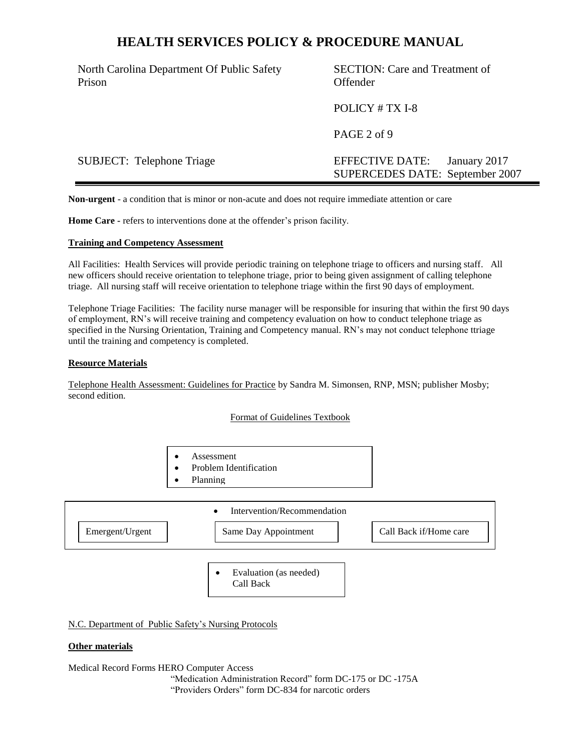**Non-urgent** - a condition that is minor or non-acute and does not require immediate attention or care

**Home Care** - refers to interventions done at the offender's prison facility.

**Training and Competency Assessment**

All Facilities: Health Services will provide periodic training on telephone triage to officers and nursing staff. All new officers should receive orientation to telephone triage, prior to being given assignment of calling telephone triage. All nursing staff will receive orientation to telephone triage within the first 90 days of employment.

Telephone Triage Facilities: The facility nurse manager will be responsible for insuring that within the first 90 days of employment, RN's will receive training and competency evaluation on how to conduct telephone triage as specified in the Nursing Orientation, Training and Competency manual. RN's may not conduct telephone ttriage until the training and competency is completed.

**Resource Materials**

Telephone Health Assessment: Guidelines for Practice by Sandra M. Simonsen, RNP, MSN; publisher Mosby; second edition.

Format of Guidelines Textbook

- Assessment
- Problem Identification
- Planning

- Intervention/Recommendation

| Emergent/Urgent | Same Day Appointment | Call Back if/Home care |
|---|---|---|

- Evaluation (as needed) Call Back

N.C. Department of Public Safety's Nursing Protocols

**Other materials**

Medical Record Forms HERO Computer Access

"Medication Administration Record" form DC-175 or DC -175A

"Providers Orders" form DC-834 for narcotic orders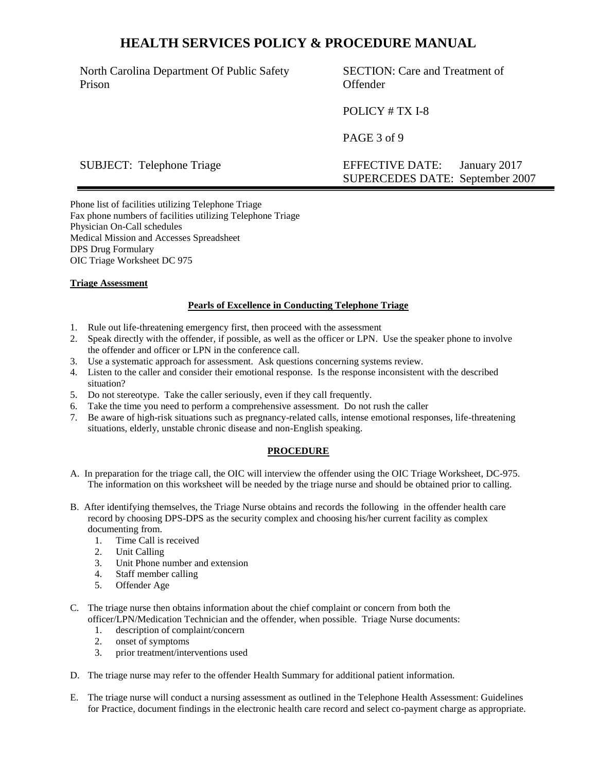Phone list of facilities utilizing Telephone Triage
Fax phone numbers of facilities utilizing Telephone Triage
Physician On-Call schedules
Medical Mission and Accesses Spreadsheet
DPS Drug Formulary
OIC Triage Worksheet DC 975

**Triage Assessment**

**Pearls of Excellence in Conducting Telephone Triage**

1. Rule out life-threatening emergency first, then proceed with the assessment
2. Speak directly with the offender, if possible, as well as the officer or LPN. Use the speaker phone to involve the offender and officer or LPN in the conference call.
3. Use a systematic approach for assessment. Ask questions concerning systems review.
4. Listen to the caller and consider their emotional response. Is the response inconsistent with the described situation?
5. Do not stereotype. Take the caller seriously, even if they call frequently.
6. Take the time you need to perform a comprehensive assessment. Do not rush the caller
7. Be aware of high-risk situations such as pregnancy-related calls, intense emotional responses, life-threatening situations, elderly, unstable chronic disease and non-English speaking.

**PROCEDURE**

A. In preparation for the triage call, the OIC will interview the offender using the OIC Triage Worksheet, DC-975. The information on this worksheet will be needed by the triage nurse and should be obtained prior to calling.

B. After identifying themselves, the Triage Nurse obtains and records the following in the offender health care record by choosing DPS-DPS as the security complex and choosing his/her current facility as complex documenting from.
   1. Time Call is received
   2. Unit Calling
   3. Unit Phone number and extension
   4. Staff member calling
   5. Offender Age

C. The triage nurse then obtains information about the chief complaint or concern from both the officer/LPN/Medication Technician and the offender, when possible. Triage Nurse documents:
   1. description of complaint/concern
   2. onset of symptoms
   3. prior treatment/interventions used

D. The triage nurse may refer to the offender Health Summary for additional patient information.

E. The triage nurse will conduct a nursing assessment as outlined in the Telephone Health Assessment: Guidelines for Practice, document findings in the electronic health care record and select co-payment charge as appropriate.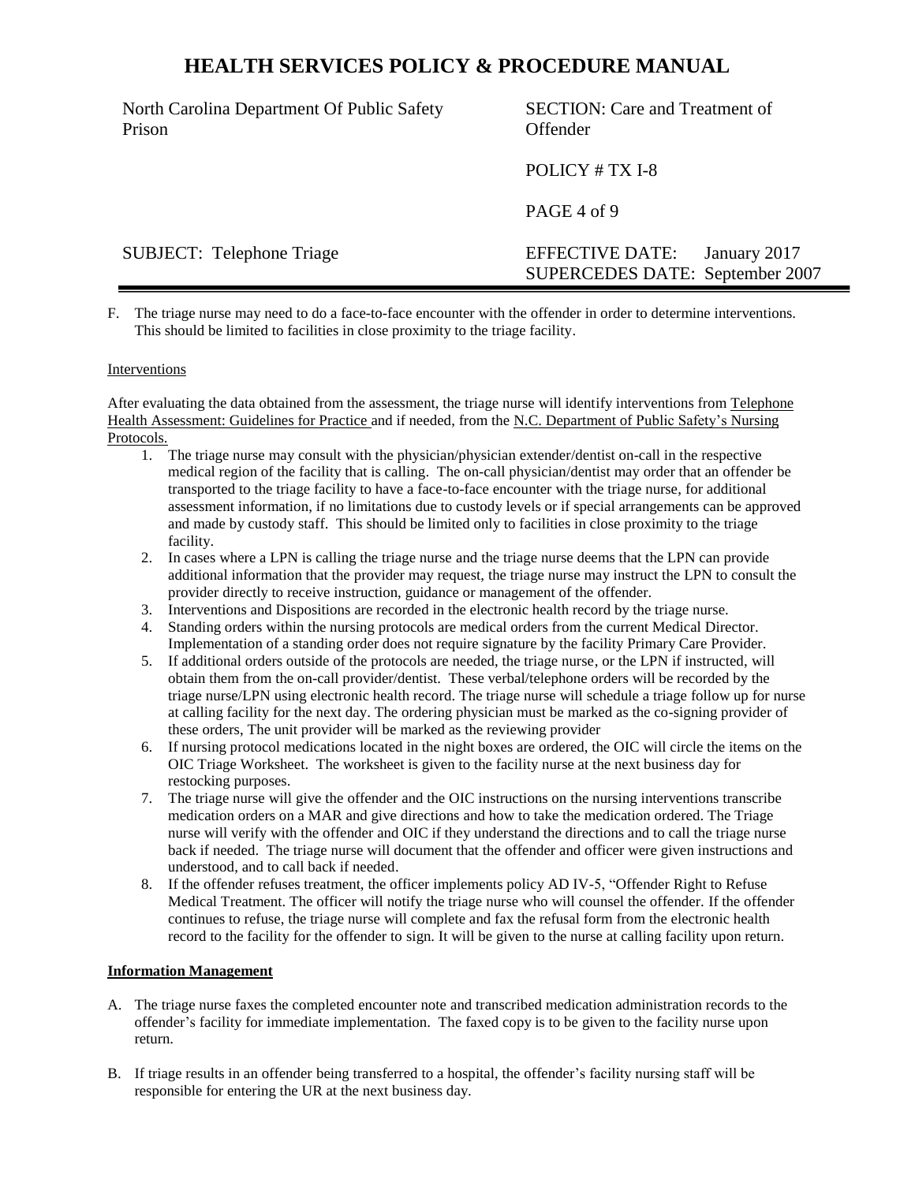F. The triage nurse may need to do a face-to-face encounter with the offender in order to determine interventions. This should be limited to facilities in close proximity to the triage facility.

Interventions

After evaluating the data obtained from the assessment, the triage nurse will identify interventions from Telephone Health Assessment: Guidelines for Practice and if needed, from the N.C. Department of Public Safety's Nursing Protocols.

1. The triage nurse may consult with the physician/physician extender/dentist on-call in the respective medical region of the facility that is calling. The on-call physician/dentist may order that an offender be transported to the triage facility to have a face-to-face encounter with the triage nurse, for additional assessment information, if no limitations due to custody levels or if special arrangements can be approved and made by custody staff. This should be limited only to facilities in close proximity to the triage facility.
2. In cases where a LPN is calling the triage nurse and the triage nurse deems that the LPN can provide additional information that the provider may request, the triage nurse may instruct the LPN to consult the provider directly to receive instruction, guidance or management of the offender.
3. Interventions and Dispositions are recorded in the electronic health record by the triage nurse.
4. Standing orders within the nursing protocols are medical orders from the current Medical Director. Implementation of a standing order does not require signature by the facility Primary Care Provider.
5. If additional orders outside of the protocols are needed, the triage nurse, or the LPN if instructed, will obtain them from the on-call provider/dentist. These verbal/telephone orders will be recorded by the triage nurse/LPN using electronic health record. The triage nurse will schedule a triage follow up for nurse at calling facility for the next day. The ordering physician must be marked as the co-signing provider of these orders, The unit provider will be marked as the reviewing provider
6. If nursing protocol medications located in the night boxes are ordered, the OIC will circle the items on the OIC Triage Worksheet. The worksheet is given to the facility nurse at the next business day for restocking purposes.
7. The triage nurse will give the offender and the OIC instructions on the nursing interventions transcribe medication orders on a MAR and give directions and how to take the medication ordered. The Triage nurse will verify with the offender and OIC if they understand the directions and to call the triage nurse back if needed. The triage nurse will document that the offender and officer were given instructions and understood, and to call back if needed.
8. If the offender refuses treatment, the officer implements policy AD IV-5, "Offender Right to Refuse Medical Treatment. The officer will notify the triage nurse who will counsel the offender. If the offender continues to refuse, the triage nurse will complete and fax the refusal form from the electronic health record to the facility for the offender to sign. It will be given to the nurse at calling facility upon return.

**Information Management**

A. The triage nurse faxes the completed encounter note and transcribed medication administration records to the offender's facility for immediate implementation. The faxed copy is to be given to the facility nurse upon return.

B. If triage results in an offender being transferred to a hospital, the offender's facility nursing staff will be responsible for entering the UR at the next business day.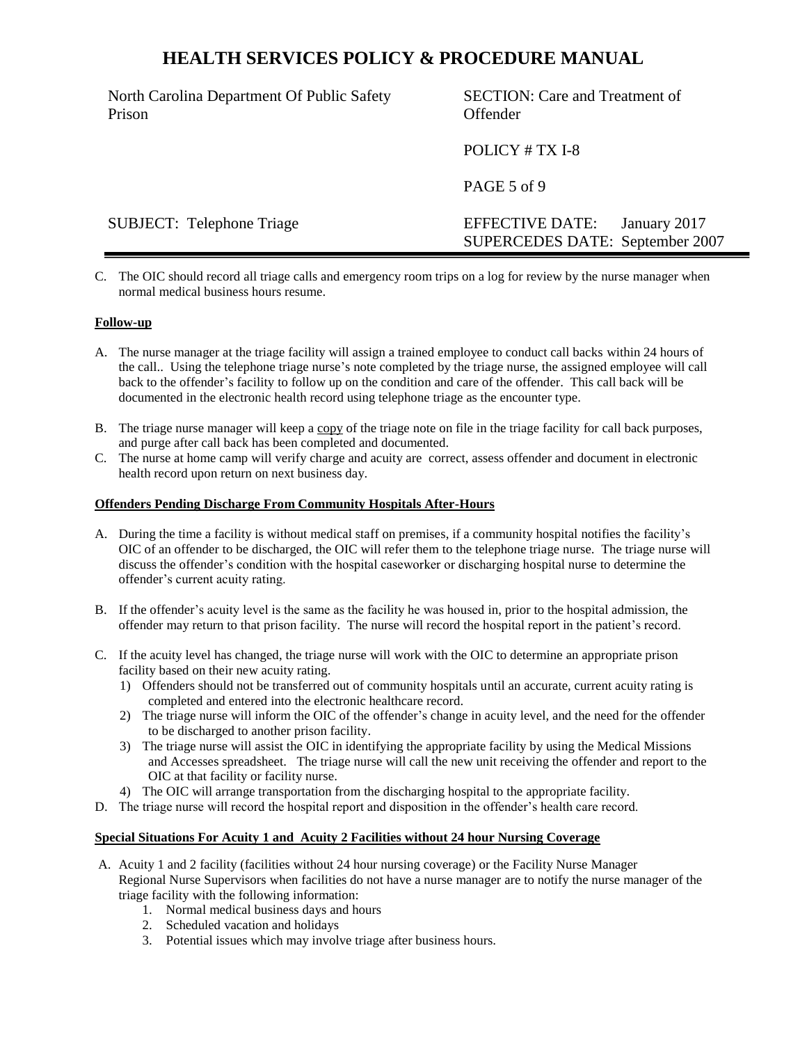C. The OIC should record all triage calls and emergency room trips on a log for review by the nurse manager when normal medical business hours resume.

**Follow-up**

A. The nurse manager at the triage facility will assign a trained employee to conduct call backs within 24 hours of the call.. Using the telephone triage nurse's note completed by the triage nurse, the assigned employee will call back to the offender's facility to follow up on the condition and care of the offender. This call back will be documented in the electronic health record using telephone triage as the encounter type.

B. The triage nurse manager will keep a copy of the triage note on file in the triage facility for call back purposes, and purge after call back has been completed and documented.

C. The nurse at home camp will verify charge and acuity are correct, assess offender and document in electronic health record upon return on next business day.

**Offenders Pending Discharge From Community Hospitals After-Hours**

A. During the time a facility is without medical staff on premises, if a community hospital notifies the facility's OIC of an offender to be discharged, the OIC will refer them to the telephone triage nurse. The triage nurse will discuss the offender's condition with the hospital caseworker or discharging hospital nurse to determine the offender's current acuity rating.

B. If the offender's acuity level is the same as the facility he was housed in, prior to the hospital admission, the offender may return to that prison facility. The nurse will record the hospital report in the patient's record.

C. If the acuity level has changed, the triage nurse will work with the OIC to determine an appropriate prison facility based on their new acuity rating.
   1) Offenders should not be transferred out of community hospitals until an accurate, current acuity rating is completed and entered into the electronic healthcare record.
   2) The triage nurse will inform the OIC of the offender's change in acuity level, and the need for the offender to be discharged to another prison facility.
   3) The triage nurse will assist the OIC in identifying the appropriate facility by using the Medical Missions and Accesses spreadsheet. The triage nurse will call the new unit receiving the offender and report to the OIC at that facility or facility nurse.
   4) The OIC will arrange transportation from the discharging hospital to the appropriate facility.

D. The triage nurse will record the hospital report and disposition in the offender's health care record.

**Special Situations For Acuity 1 and Acuity 2 Facilities without 24 hour Nursing Coverage**

A. Acuity 1 and 2 facility (facilities without 24 hour nursing coverage) or the Facility Nurse Manager Regional Nurse Supervisors when facilities do not have a nurse manager are to notify the nurse manager of the triage facility with the following information:
   1. Normal medical business days and hours
   2. Scheduled vacation and holidays
   3. Potential issues which may involve triage after business hours.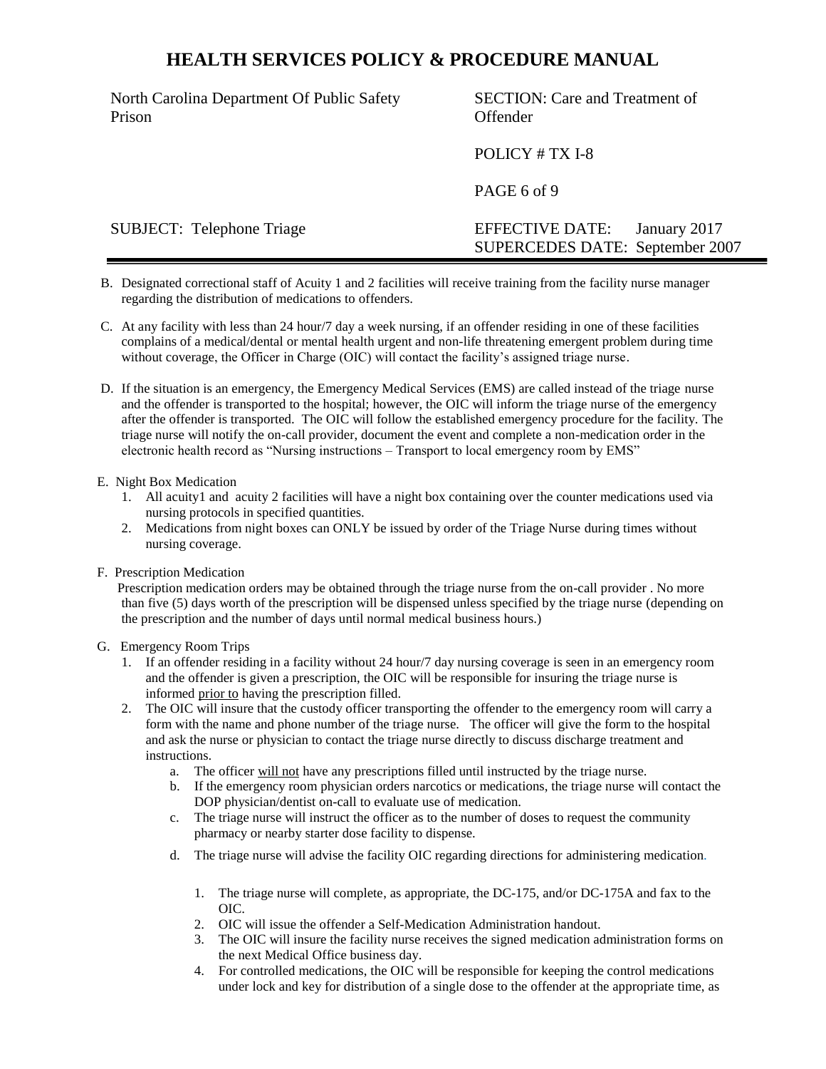B. Designated correctional staff of Acuity 1 and 2 facilities will receive training from the facility nurse manager regarding the distribution of medications to offenders.

C. At any facility with less than 24 hour/7 day a week nursing, if an offender residing in one of these facilities complains of a medical/dental or mental health urgent and non-life threatening emergent problem during time without coverage, the Officer in Charge (OIC) will contact the facility's assigned triage nurse.

D. If the situation is an emergency, the Emergency Medical Services (EMS) are called instead of the triage nurse and the offender is transported to the hospital; however, the OIC will inform the triage nurse of the emergency after the offender is transported. The OIC will follow the established emergency procedure for the facility. The triage nurse will notify the on-call provider, document the event and complete a non-medication order in the electronic health record as "Nursing instructions – Transport to local emergency room by EMS"

E. Night Box Medication
   1. All acuity1 and acuity 2 facilities will have a night box containing over the counter medications used via nursing protocols in specified quantities.
   2. Medications from night boxes can ONLY be issued by order of the Triage Nurse during times without nursing coverage.

F. Prescription Medication

   Prescription medication orders may be obtained through the triage nurse from the on-call provider . No more than five (5) days worth of the prescription will be dispensed unless specified by the triage nurse (depending on the prescription and the number of days until normal medical business hours.)

G. Emergency Room Trips
   1. If an offender residing in a facility without 24 hour/7 day nursing coverage is seen in an emergency room and the offender is given a prescription, the OIC will be responsible for insuring the triage nurse is informed prior to having the prescription filled.
   2. The OIC will insure that the custody officer transporting the offender to the emergency room will carry a form with the name and phone number of the triage nurse. The officer will give the form to the hospital and ask the nurse or physician to contact the triage nurse directly to discuss discharge treatment and instructions.
      a. The officer will not have any prescriptions filled until instructed by the triage nurse.
      b. If the emergency room physician orders narcotics or medications, the triage nurse will contact the DOP physician/dentist on-call to evaluate use of medication.
      c. The triage nurse will instruct the officer as to the number of doses to request the community pharmacy or nearby starter dose facility to dispense.
      d. The triage nurse will advise the facility OIC regarding directions for administering medication.
         1. The triage nurse will complete, as appropriate, the DC-175, and/or DC-175A and fax to the OIC.
         2. OIC will issue the offender a Self-Medication Administration handout.
         3. The OIC will insure the facility nurse receives the signed medication administration forms on the next Medical Office business day.
         4. For controlled medications, the OIC will be responsible for keeping the control medications under lock and key for distribution of a single dose to the offender at the appropriate time, as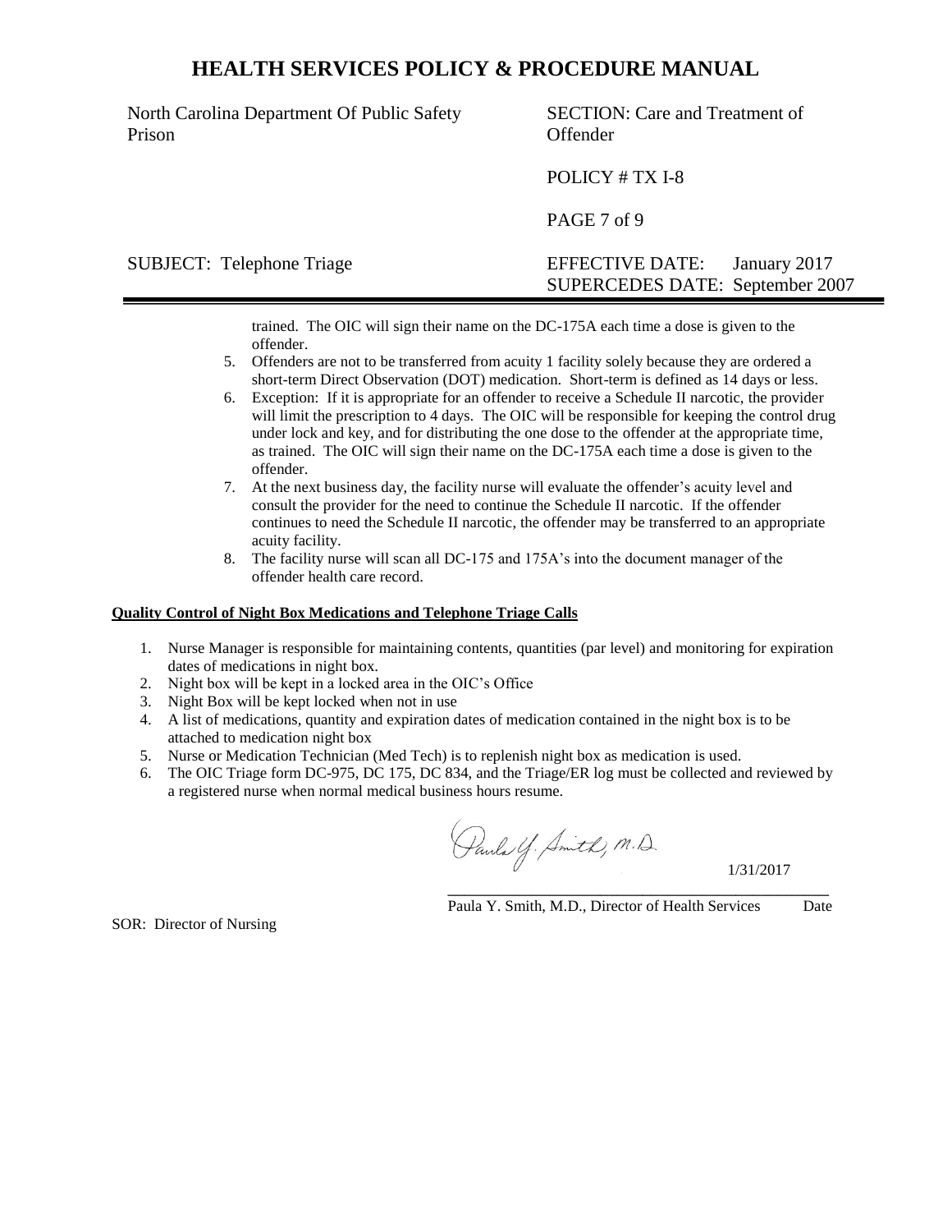trained. The OIC will sign their name on the DC-175A each time a dose is given to the offender.

5. Offenders are not to be transferred from acuity 1 facility solely because they are ordered a short-term Direct Observation (DOT) medication. Short-term is defined as 14 days or less.
6. Exception: If it is appropriate for an offender to receive a Schedule II narcotic, the provider will limit the prescription to 4 days. The OIC will be responsible for keeping the control drug under lock and key, and for distributing the one dose to the offender at the appropriate time, as trained. The OIC will sign their name on the DC-175A each time a dose is given to the offender.
7. At the next business day, the facility nurse will evaluate the offender's acuity level and consult the provider for the need to continue the Schedule II narcotic. If the offender continues to need the Schedule II narcotic, the offender may be transferred to an appropriate acuity facility.
8. The facility nurse will scan all DC-175 and 175A's into the document manager of the offender health care record.

**Quality Control of Night Box Medications and Telephone Triage Calls**

1. Nurse Manager is responsible for maintaining contents, quantities (par level) and monitoring for expiration dates of medications in night box.
2. Night box will be kept in a locked area in the OIC's Office
3. Night Box will be kept locked when not in use
4. A list of medications, quantity and expiration dates of medication contained in the night box is to be attached to medication night box
5. Nurse or Medication Technician (Med Tech) is to replenish night box as medication is used.
6. The OIC Triage form DC-975, DC 175, DC 834, and the Triage/ER log must be collected and reviewed by a registered nurse when normal medical business hours resume.

Paula Y. Smith, M.D. 1/31/2017

Paula Y. Smith, M.D., Director of Health Services Date

SOR: Director of Nursing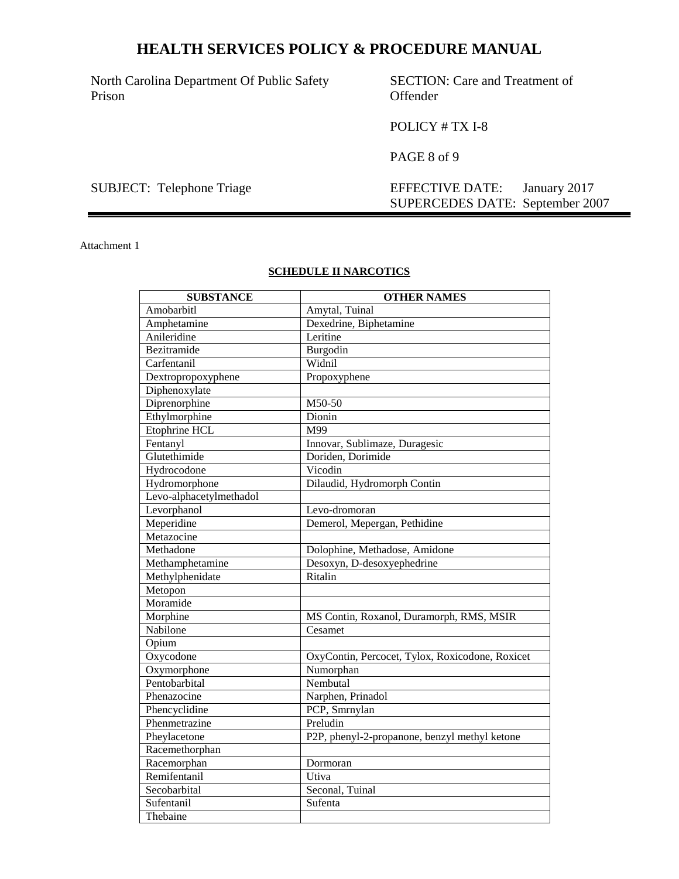Attachment 1

**SCHEDULE II NARCOTICS**

| SUBSTANCE | OTHER NAMES |
|---|---|
| Amobarbitl | Amytal, Tuinal |
| Amphetamine | Dexedrine, Biphetamine |
| Anileridine | Leritine |
| Bezitramide | Burgodin |
| Carfentanil | Widnil |
| Dextropropoxyphene | Propoxyphene |
| Diphenoxylate | |
| Diprenorphine | M50-50 |
| Ethylmorphine | Dionin |
| Etophrine HCL | M99 |
| Fentanyl | Innovar, Sublimaze, Duragesic |
| Glutethimide | Doriden, Dorimide |
| Hydrocodone | Vicodin |
| Hydromorphone | Dilaudid, Hydromorph Contin |
| Levo-alphacetylmethadol | |
| Levorphanol | Levo-dromoran |
| Meperidine | Demerol, Mepergan, Pethidine |
| Metazocine | |
| Methadone | Dolophine, Methadose, Amidone |
| Methamphetamine | Desoxyn, D-desoxyephedrine |
| Methylphenidate | Ritalin |
| Metopon | |
| Moramide | |
| Morphine | MS Contin, Roxanol, Duramorph, RMS, MSIR |
| Nabilone | Cesamet |
| Opium | |
| Oxycodone | OxyContin, Percocet, Tylox, Roxicodone, Roxicet |
| Oxymorphone | Numorphan |
| Pentobarbital | Nembutal |
| Phenazocine | Narphen, Prinadol |
| Phencyclidine | PCP, Smrnylan |
| Phenmetrazine | Preludin |
| Pheylacetone | P2P, phenyl-2-propanone, benzyl methyl ketone |
| Racemethorphan | |
| Racemorphan | Dormoran |
| Remifentanil | Utiva |
| Secobarbital | Seconal, Tuinal |
| Sufentanil | Sufenta |
| Thebaine | |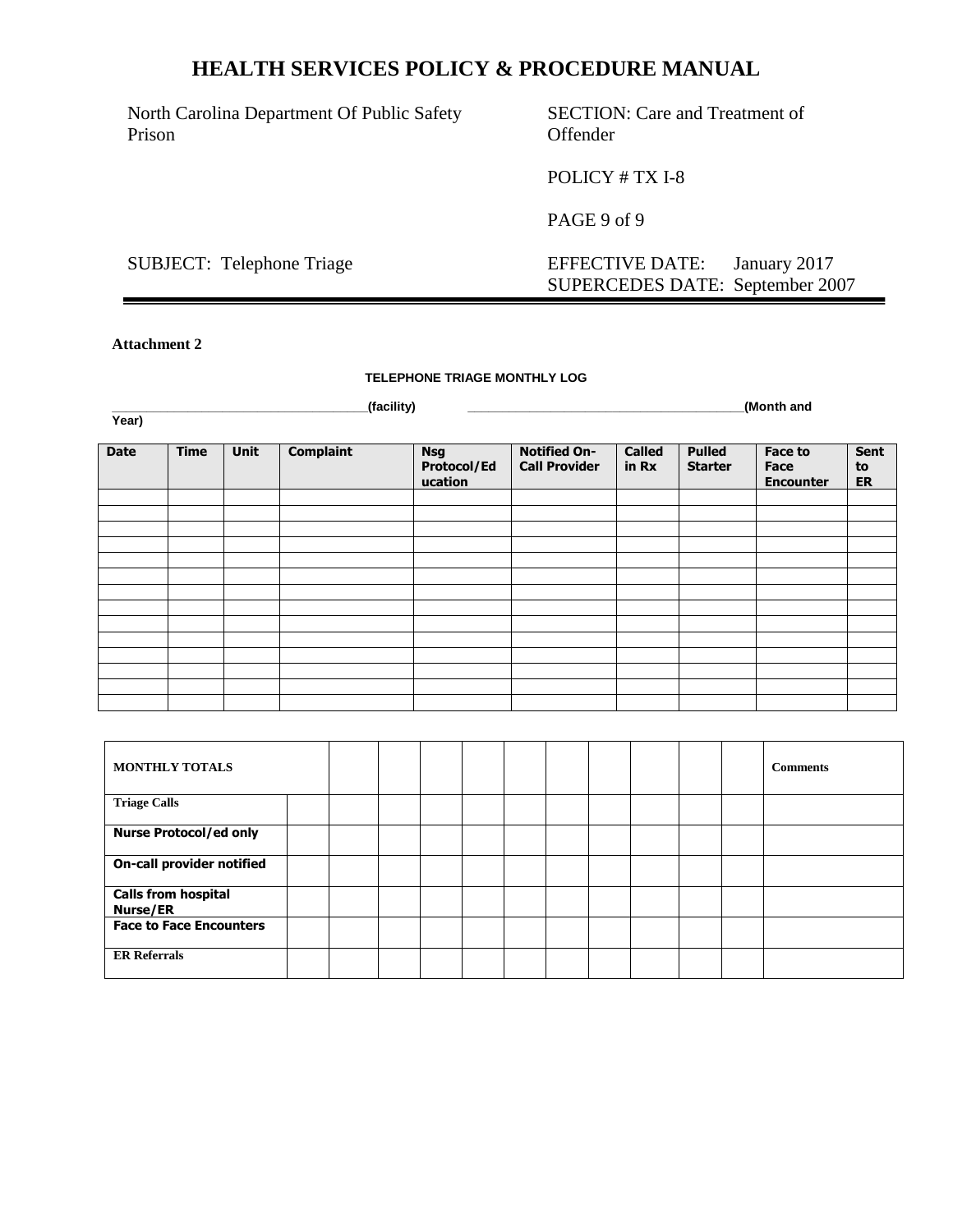# HEALTH SERVICES POLICY & PROCEDURE MANUAL

North Carolina Department Of Public Safety Prison

SECTION: Care and Treatment of Offender

POLICY # TX I-8

SUBJECT: Telephone Triage

EFFECTIVE DATE: January 2017
SUPERCEDES DATE: September 2007

**Attachment 2**

**TELEPHONE TRIAGE MONTHLY LOG**

**\_\_\_\_\_\_\_\_\_\_\_\_\_\_\_\_\_\_\_\_\_\_\_\_\_\_\_\_\_\_(facility)** **\_\_\_\_\_\_\_\_\_\_\_\_\_\_\_\_\_\_\_\_\_\_\_\_\_\_\_\_\_\_(Month and Year)**

| Date | Time | Unit | Complaint | Nsg Protocol/Education | Notified On-Call Provider | Called in Rx | Pulled Starter | Face to Face Encounter | Sent to ER |
|---|---|---|---|---|---|---|---|---|---|
| | | | | | | | | | |
| | | | | | | | | | |
| | | | | | | | | | |
| | | | | | | | | | |
| | | | | | | | | | |
| | | | | | | | | | |
| | | | | | | | | | |
| | | | | | | | | | |
| | | | | | | | | | |
| | | | | | | | | | |
| | | | | | | | | | |
| | | | | | | | | | |
| | | | | | | | | | |
| | | | | | | | | | |

| MONTHLY TOTALS | | | | | | | | | | | | Comments |
|---|---|---|---|---|---|---|---|---|---|---|---|---|
| Triage Calls | | | | | | | | | | | | |
| Nurse Protocol/ed only | | | | | | | | | | | | |
| On-call provider notified | | | | | | | | | | | | |
| Calls from hospital Nurse/ER | | | | | | | | | | | | |
| Face to Face Encounters | | | | | | | | | | | | |
| ER Referrals | | | | | | | | | | | | |